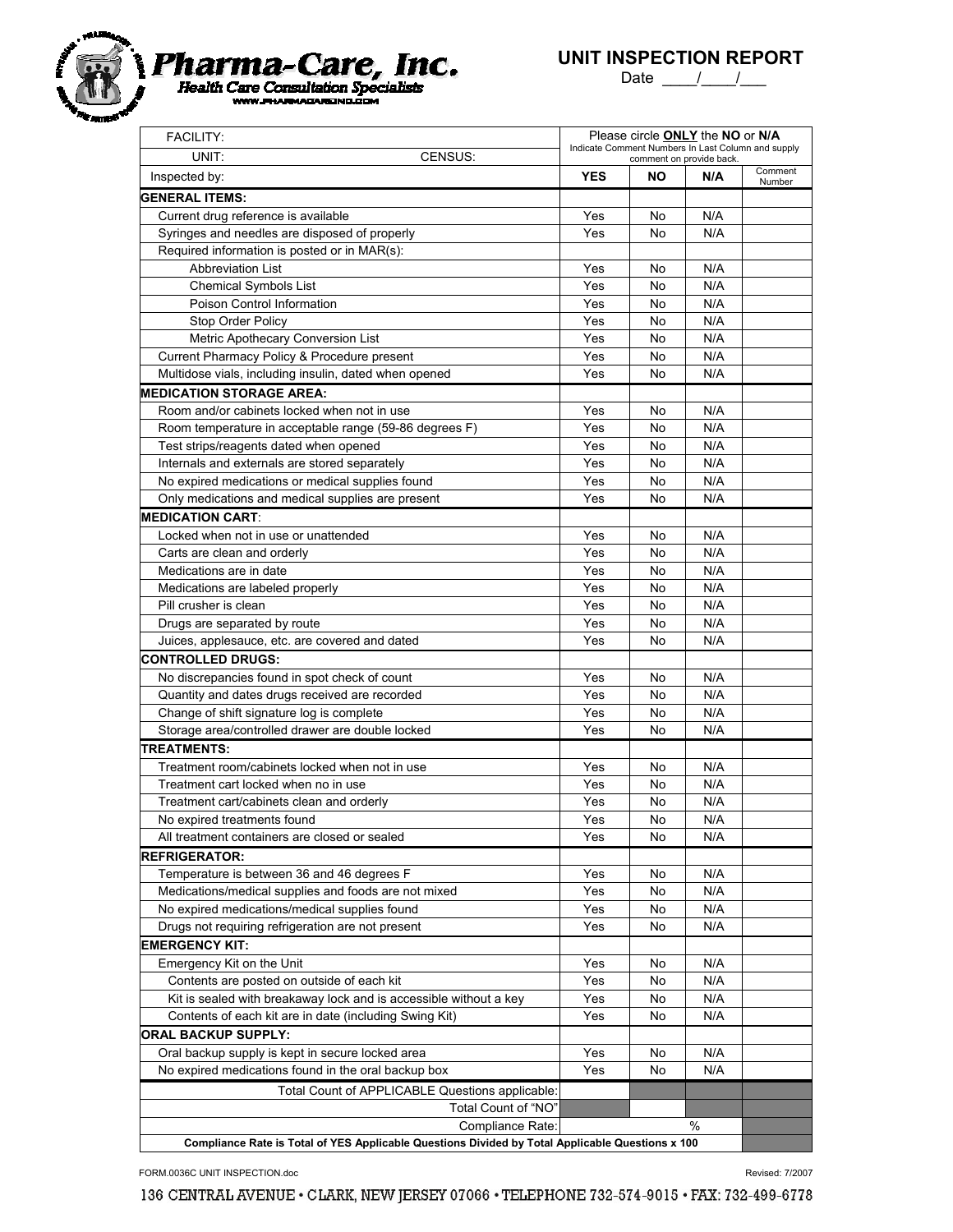# Pharma-Care, Inc.

*Health Care Consultation Specialists*

WWW.PHARMACAREINC.COM

## UNIT INSPECTION REPORT

Date \_\_\_\_/\_\_\_\_/\_\_\_

| FACILITY: | Please circle **ONLY** the **NO** or **N/A** Indicate Comment Numbers In Last Column and supply comment on provide back. | | | |
|---|---|---|---|---|
| UNIT: CENSUS: | | | | |
| Inspected by: | **YES** | **NO** | **N/A** | Comment Number |
| **GENERAL ITEMS:** | | | | |
| Current drug reference is available | Yes | No | N/A | |
| Syringes and needles are disposed of properly | Yes | No | N/A | |
| Required information is posted or in MAR(s): | | | | |
| Abbreviation List | Yes | No | N/A | |
| Chemical Symbols List | Yes | No | N/A | |
| Poison Control Information | Yes | No | N/A | |
| Stop Order Policy | Yes | No | N/A | |
| Metric Apothecary Conversion List | Yes | No | N/A | |
| Current Pharmacy Policy & Procedure present | Yes | No | N/A | |
| Multidose vials, including insulin, dated when opened | Yes | No | N/A | |
| **MEDICATION STORAGE AREA:** | | | | |
| Room and/or cabinets locked when not in use | Yes | No | N/A | |
| Room temperature in acceptable range (59-86 degrees F) | Yes | No | N/A | |
| Test strips/reagents dated when opened | Yes | No | N/A | |
| Internals and externals are stored separately | Yes | No | N/A | |
| No expired medications or medical supplies found | Yes | No | N/A | |
| Only medications and medical supplies are present | Yes | No | N/A | |
| **MEDICATION CART**: | | | | |
| Locked when not in use or unattended | Yes | No | N/A | |
| Carts are clean and orderly | Yes | No | N/A | |
| Medications are in date | Yes | No | N/A | |
| Medications are labeled properly | Yes | No | N/A | |
| Pill crusher is clean | Yes | No | N/A | |
| Drugs are separated by route | Yes | No | N/A | |
| Juices, applesauce, etc. are covered and dated | Yes | No | N/A | |
| **CONTROLLED DRUGS:** | | | | |
| No discrepancies found in spot check of count | Yes | No | N/A | |
| Quantity and dates drugs received are recorded | Yes | No | N/A | |
| Change of shift signature log is complete | Yes | No | N/A | |
| Storage area/controlled drawer are double locked | Yes | No | N/A | |
| **TREATMENTS:** | | | | |
| Treatment room/cabinets locked when not in use | Yes | No | N/A | |
| Treatment cart locked when no in use | Yes | No | N/A | |
| Treatment cart/cabinets clean and orderly | Yes | No | N/A | |
| No expired treatments found | Yes | No | N/A | |
| All treatment containers are closed or sealed | Yes | No | N/A | |
| **REFRIGERATOR:** | | | | |
| Temperature is between 36 and 46 degrees F | Yes | No | N/A | |
| Medications/medical supplies and foods are not mixed | Yes | No | N/A | |
| No expired medications/medical supplies found | Yes | No | N/A | |
| Drugs not requiring refrigeration are not present | Yes | No | N/A | |
| **EMERGENCY KIT:** | | | | |
| Emergency Kit on the Unit | Yes | No | N/A | |
| Contents are posted on outside of each kit | Yes | No | N/A | |
| Kit is sealed with breakaway lock and is accessible without a key | Yes | No | N/A | |
| Contents of each kit are in date (including Swing Kit) | Yes | No | N/A | |
| **ORAL BACKUP SUPPLY:** | | | | |
| Oral backup supply is kept in secure locked area | Yes | No | N/A | |
| No expired medications found in the oral backup box | Yes | No | N/A | |
| Total Count of APPLICABLE Questions applicable: | | | | |
| Total Count of "NO" | | | | |
| Compliance Rate: | | | % | |
| **Compliance Rate is Total of YES Applicable Questions Divided by Total Applicable Questions x 100** | | | | |

FORM.0036C UNIT INSPECTION.doc

Revised: 7/2007

136 CENTRAL AVENUE • CLARK, NEW JERSEY 07066 • TELEPHONE 732-574-9015 • FAX: 732-499-6778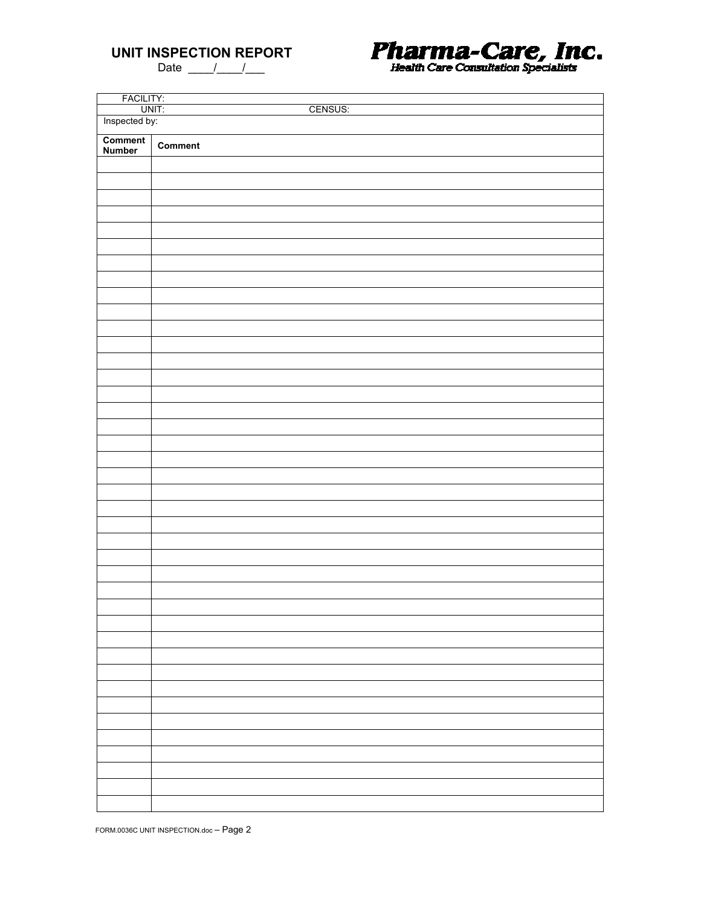**UNIT INSPECTION REPORT**

Date ____/____/___

**Pharma-Care, Inc.**

*Health Care Consultation Specialists*

| | |
|---|---|
| FACILITY: | |
| UNIT: | CENSUS: |
| Inspected by: | |

| Comment Number | Comment |
|---|---|
| | |
| | |
| | |
| | |
| | |
| | |
| | |
| | |
| | |
| | |
| | |
| | |
| | |
| | |
| | |
| | |
| | |
| | |
| | |
| | |
| | |
| | |
| | |
| | |
| | |
| | |
| | |
| | |
| | |
| | |
| | |
| | |
| | |
| | |
| | |
| | |
| | |
| | |
| | |
| | |
| | |

FORM.0036C UNIT INSPECTION.doc – Page 2